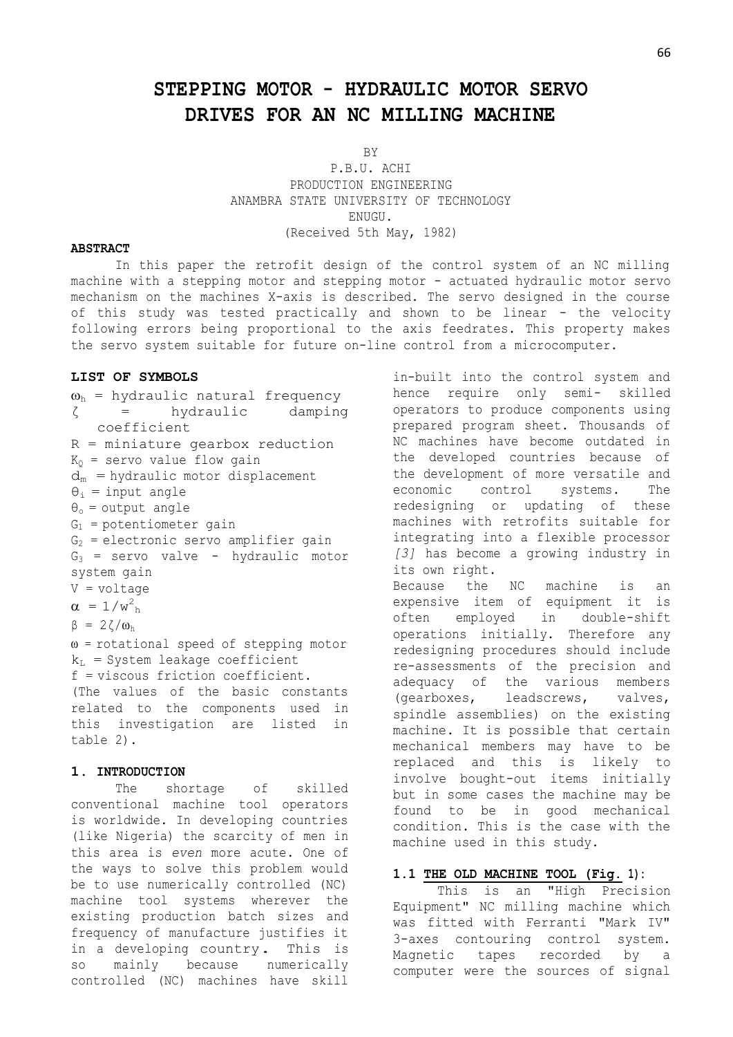# STEPPING MOTOR - HYDRAULIC MOTOR SERVO DRIVES FOR AN NC MILLING MACHINE

BY

P.B.U. ACHI  
PRODUCTION ENGINEERING  
ANAMBRA STATE UNIVERSITY OF TECHNOLOGY  
ENUGU.  
(Received 5th May, 1982)

**ABSTRACT**

In this paper the retrofit design of the control system of an NC milling machine with a stepping motor and stepping motor - actuated hydraulic motor servo mechanism on the machines X-axis is described. The servo designed in the course of this study was tested practically and shown to be linear - the velocity following errors being proportional to the axis feedrates. This property makes the servo system suitable for future on-line control from a microcomputer.

**LIST OF SYMBOLS**

$\omega_h$ = hydraulic natural frequency  
$\zeta$ = hydraulic damping coefficient  
R = miniature gearbox reduction  
$K_Q$ = servo value flow gain  
$d_m$ = hydraulic motor displacement  
$\theta_i$ = input angle  
$\theta_o$ = output angle  
$G_1$ = potentiometer gain  
$G_2$ = electronic servo amplifier gain  
$G_3$ = servo valve - hydraulic motor system gain  
V = voltage  
$\alpha = 1/w^2_h$  
$\beta = 2\zeta/\omega_h$  
$\omega$ = rotational speed of stepping motor  
$k_L$ = System leakage coefficient  
f = viscous friction coefficient.  
(The values of the basic constants related to the components used in this investigation are listed in table 2).

## 1. INTRODUCTION

The shortage of skilled conventional machine tool operators is worldwide. In developing countries (like Nigeria) the scarcity of men in this area is *even* more acute. One of the ways to solve this problem would be to use numerically controlled (NC) machine tool systems wherever the existing production batch sizes and frequency of manufacture justifies it in a developing country. This is so mainly because numerically controlled (NC) machines have skill in-built into the control system and hence require only semi- skilled operators to produce components using prepared program sheet. Thousands of NC machines have become outdated in the developed countries because of the development of more versatile and economic control systems. The redesigning or updating of these machines with retrofits suitable for integrating into a flexible processor *[3]* has become a growing industry in its own right.

Because the NC machine is an expensive item of equipment it is often employed in double-shift operations initially. Therefore any redesigning procedures should include re-assessments of the precision and adequacy of the various members (gearboxes, leadscrews, valves, spindle assemblies) on the existing machine. It is possible that certain mechanical members may have to be replaced and this is likely to involve bought-out items initially but in some cases the machine may be found to be in good mechanical condition. This is the case with the machine used in this study.

### 1.1 THE OLD MACHINE TOOL (Fig. 1):

This is an "High Precision Equipment" NC milling machine which was fitted with Ferranti "Mark IV" 3-axes contouring control system. Magnetic tapes recorded by a computer were the sources of signal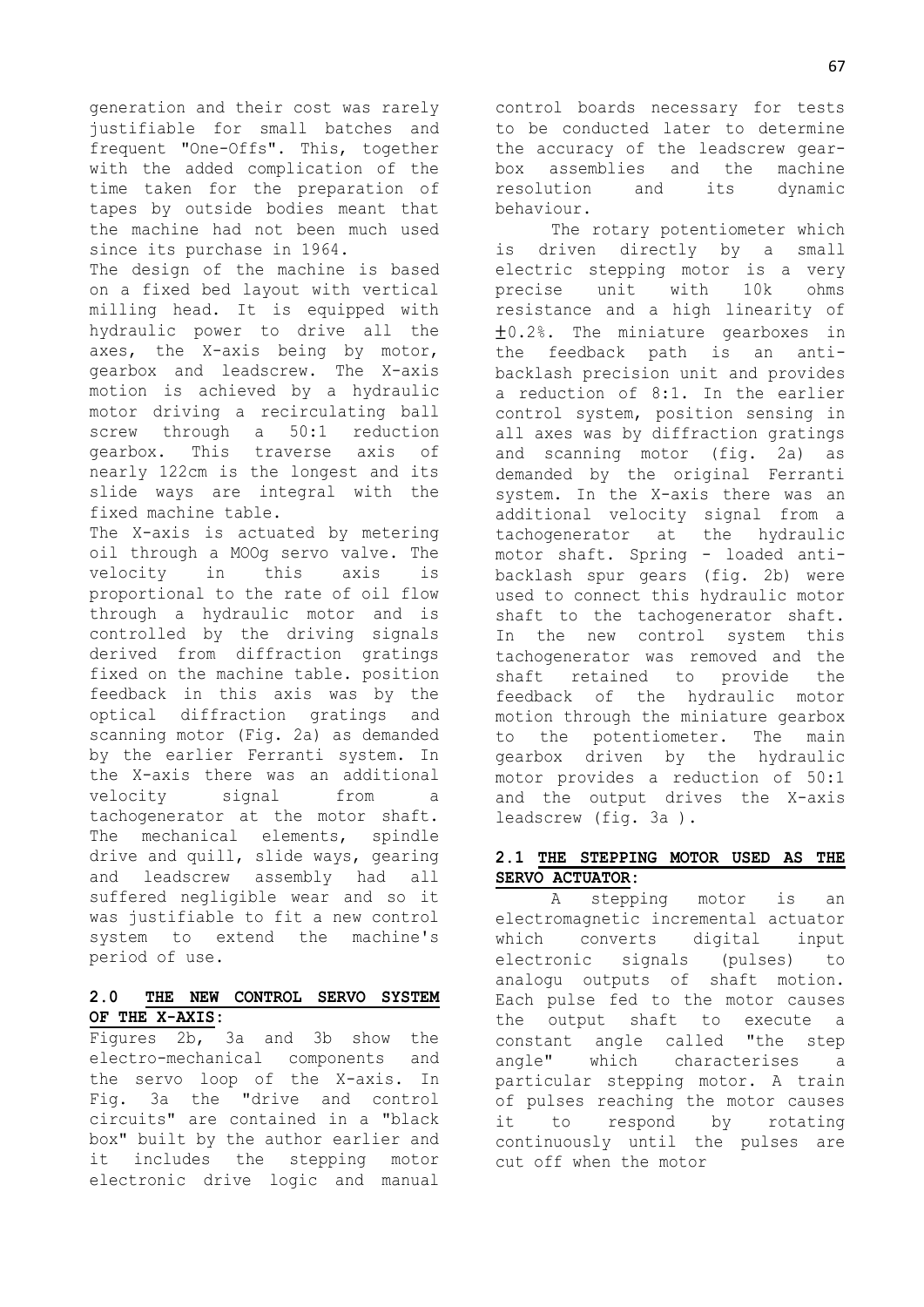generation and their cost was rarely justifiable for small batches and frequent "One-Offs". This, together with the added complication of the time taken for the preparation of tapes by outside bodies meant that the machine had not been much used since its purchase in 1964.

The design of the machine is based on a fixed bed layout with vertical milling head. It is equipped with hydraulic power to drive all the axes, the X-axis being by motor, gearbox and leadscrew. The X-axis motion is achieved by a hydraulic motor driving a recirculating ball screw through a 50:1 reduction gearbox. This traverse axis of nearly 122cm is the longest and its slide ways are integral with the fixed machine table.

The X-axis is actuated by metering oil through a MOOg servo valve. The velocity in this axis is proportional to the rate of oil flow through a hydraulic motor and is controlled by the driving signals derived from diffraction gratings fixed on the machine table. position feedback in this axis was by the optical diffraction gratings and scanning motor (Fig. 2a) as demanded by the earlier Ferranti system. In the X-axis there was an additional velocity signal from a tachogenerator at the motor shaft. The mechanical elements, spindle drive and quill, slide ways, gearing and leadscrew assembly had all suffered negligible wear and so it was justifiable to fit a new control system to extend the machine's period of use.

## 2.0 THE NEW CONTROL SERVO SYSTEM OF THE X-AXIS:

Figures 2b, 3a and 3b show the electro-mechanical components and the servo loop of the X-axis. In Fig. 3a the "drive and control circuits" are contained in a "black box" built by the author earlier and it includes the stepping motor electronic drive logic and manual control boards necessary for tests to be conducted later to determine the accuracy of the leadscrew gearbox assemblies and the machine resolution and its dynamic behaviour.

The rotary potentiometer which is driven directly by a small electric stepping motor is a very precise unit with 10k ohms resistance and a high linearity of ±0.2%. The miniature gearboxes in the feedback path is an anti-backlash precision unit and provides a reduction of 8:1. In the earlier control system, position sensing in all axes was by diffraction gratings and scanning motor (fig. 2a) as demanded by the original Ferranti system. In the X-axis there was an additional velocity signal from a tachogenerator at the hydraulic motor shaft. Spring - loaded anti-backlash spur gears (fig. 2b) were used to connect this hydraulic motor shaft to the tachogenerator shaft. In the new control system this tachogenerator was removed and the shaft retained to provide the feedback of the hydraulic motor motion through the miniature gearbox to the potentiometer. The main gearbox driven by the hydraulic motor provides a reduction of 50:1 and the output drives the X-axis leadscrew (fig. 3a ).

### 2.1 THE STEPPING MOTOR USED AS THE SERVO ACTUATOR:

A stepping motor is an electromagnetic incremental actuator which converts digital input electronic signals (pulses) to analogu outputs of shaft motion. Each pulse fed to the motor causes the output shaft to execute a constant angle called "the step angle" which characterises a particular stepping motor. A train of pulses reaching the motor causes it to respond by rotating continuously until the pulses are cut off when the motor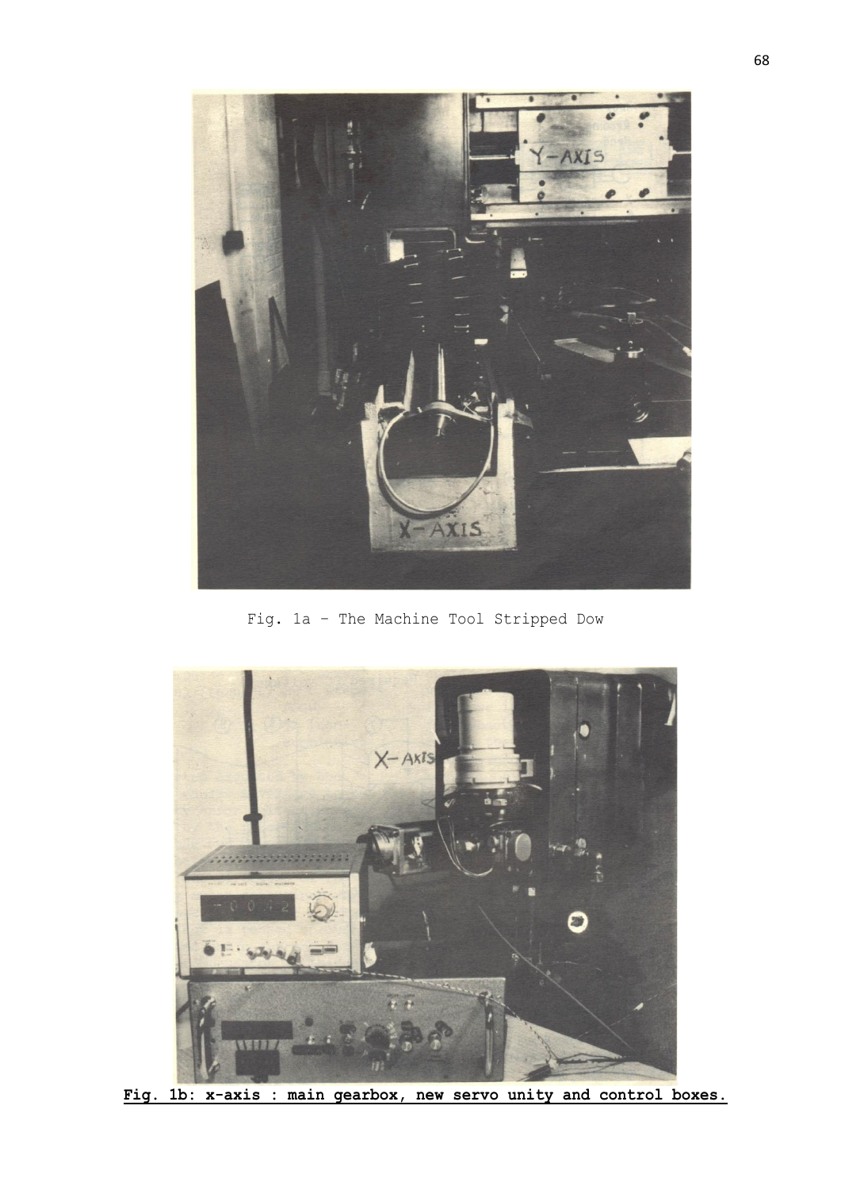Fig. 1a – The Machine Tool Stripped Dow

**Fig. 1b: x-axis : main gearbox, new servo unity and control boxes.**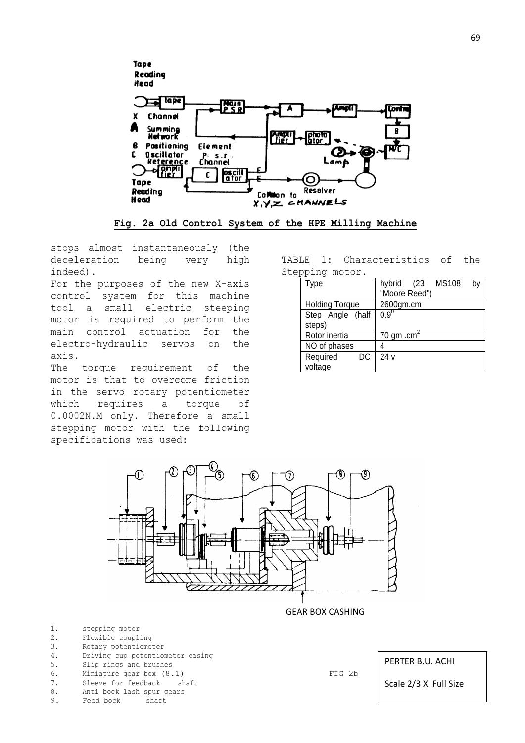Fig. 2a Old Control System of the HPE Milling Machine

stops almost instantaneously (the deceleration being very high indeed).

For the purposes of the new X-axis control system for this machine tool a small electric steeping motor is required to perform the main control actuation for the electro-hydraulic servos on the axis.

The torque requirement of the motor is that to overcome friction in the servo rotary potentiometer which requires a torque of 0.0002N.M only. Therefore a small stepping motor with the following specifications was used:

TABLE 1: Characteristics of the Stepping motor.

| Type | hybrid (23 MS108 by "Moore Reed") |
|---|---|
| Holding Torque | 2600gm.cm |
| Step Angle (half steps) | $0.9^0$ |
| Rotor inertia | 70 gm $.cm^2$ |
| NO of phases | 4 |
| Required DC voltage | 24 v |

GEAR BOX CASHING

1. stepping motor
2. Flexible coupling
3. Rotary potentiometer
4. Driving cup potentiometer casing
5. Slip rings and brushes
6. Miniature gear box (8.1)
7. Sleeve for feedback shaft
8. Anti bock lash spur gears
9. Feed bock shaft

FIG 2b

PERTER B.U. ACHI

Scale 2/3 X Full Size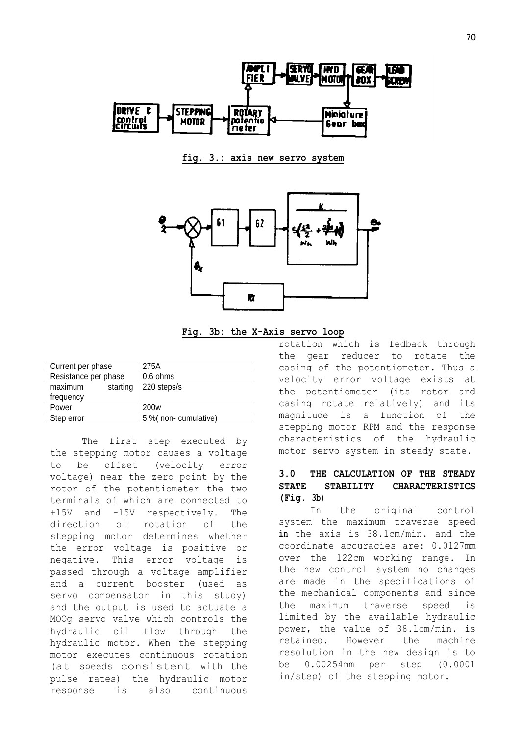fig. 3.: axis new servo system

Fig. 3b: the X-Axis servo loop

| Current per phase | 275A |
| --- | --- |
| Resistance per phase | 0.6 ohms |
| maximum starting frequency | 220 steps/s |
| Power | 200w |
| Step error | 5 %( non- cumulative) |

The first step executed by the stepping motor causes a voltage to be offset (velocity error voltage) near the zero point by the rotor of the potentiometer the two terminals of which are connected to +15V and -15V respectively. The direction of rotation of the stepping motor determines whether the error voltage is positive or negative. This error voltage is passed through a voltage amplifier and a current booster (used as servo compensator in this study) and the output is used to actuate a MOOg servo valve which controls the hydraulic oil flow through the hydraulic motor. When the stepping motor executes continuous rotation (at speeds consistent with the pulse rates) the hydraulic motor response is also continuous rotation which is fedback through the gear reducer to rotate the casing of the potentiometer. Thus a velocity error voltage exists at the potentiometer (its rotor and casing rotate relatively) and its magnitude is a function of the stepping motor RPM and the response characteristics of the hydraulic motor servo system in steady state.

## 3.0 THE CALCULATION OF THE STEADY STATE STABILITY CHARACTERISTICS (Fig. 3b)

In the original control system the maximum traverse speed **in** the axis is 38.1cm/min. and the coordinate accuracies are: 0.0127mm over the 122cm working range. In the new control system no changes are made in the specifications of the mechanical components and since the maximum traverse speed is limited by the available hydraulic power, the value of 38.1cm/min. is retained. However the machine resolution in the new design is to be 0.00254mm per step (0.0001 in/step) of the stepping motor.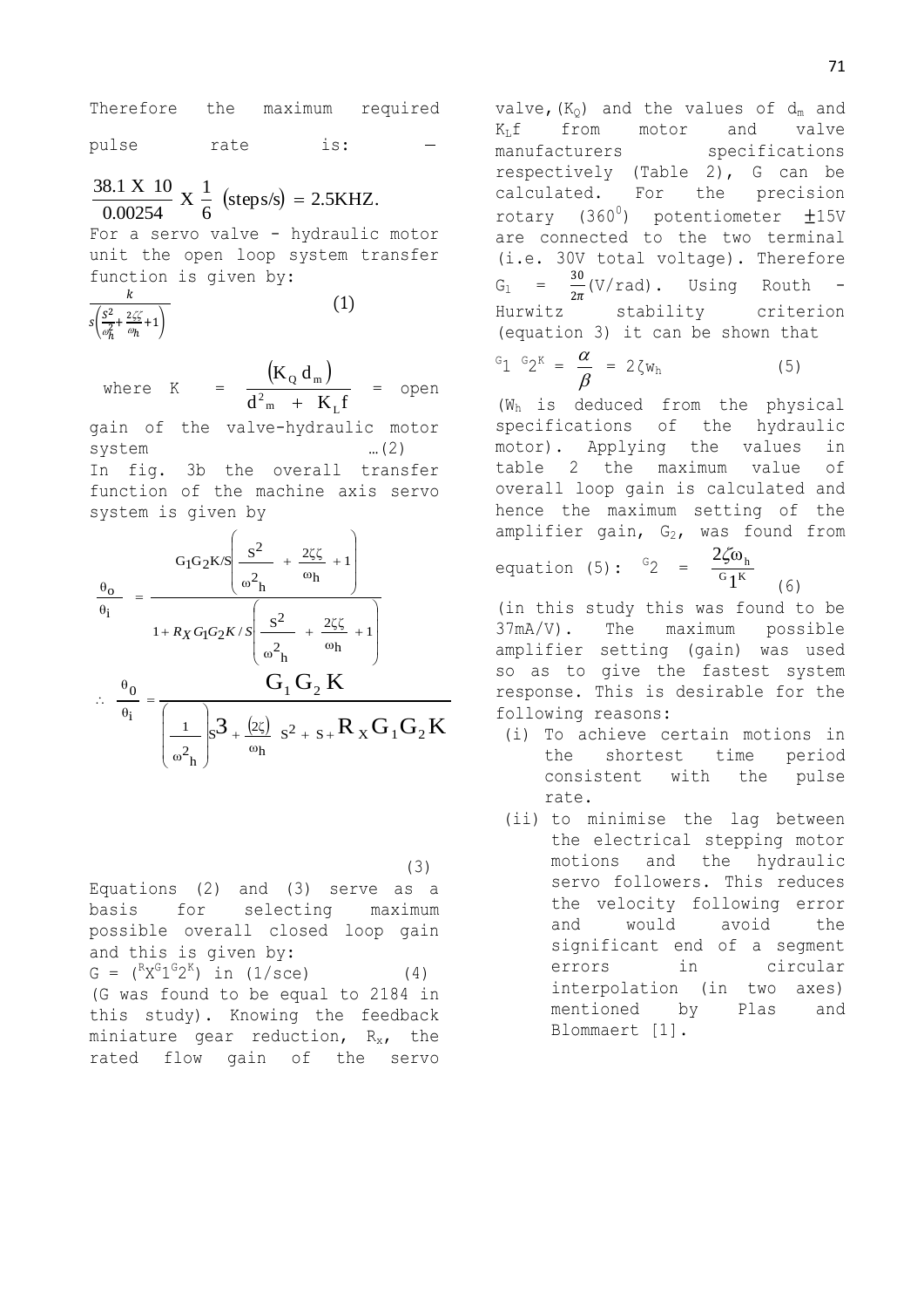Therefore the maximum required pulse rate is: –

$$\frac{38.1 \text{ X } 10}{0.00254} \text{ X } \frac{1}{6} \ (\text{steps/s}) = 2.5\text{KHZ}.$$

For a servo valve - hydraulic motor unit the open loop system transfer function is given by:

$$\frac{k}{s\left(\frac{S^2}{\omega_h^2}+\frac{2\zeta\zeta}{\omega_h}+1\right)} \qquad (1)$$

where $K = \dfrac{(K_Q d_m)}{d^2{}_m + K_L f}$ = open gain of the valve-hydraulic motor system …(2)

In fig. 3b the overall transfer function of the machine axis servo system is given by

$$\frac{\theta_o}{\theta_i} = \frac{G_1 G_2 K/S\left(\frac{S^2}{\omega^2{}_h}+\frac{2\zeta\zeta}{\omega_h}+1\right)}{1+R_X G_1 G_2 K/S\left(\frac{S^2}{\omega^2{}_h}+\frac{2\zeta\zeta}{\omega_h}+1\right)}$$

$$\therefore \frac{\theta_0}{\theta_i} = \frac{G_1 G_2 K}{\left(\frac{1}{\omega^2{}_h}\right)S^3 + \frac{(2\zeta)}{\omega_h} S^2 + S + R_X G_1 G_2 K} \qquad (3)$$

Equations (2) and (3) serve as a basis for selecting maximum possible overall closed loop gain and this is given by:

$G = (R_X G_1 G_2 K)$ in (1/sce) (4)

(G was found to be equal to 2184 in this study). Knowing the feedback miniature gear reduction, $R_x$, the rated flow gain of the servo valve, $(K_Q)$ and the values of $d_m$ and $K_L f$ from motor and valve manufacturers specifications respectively (Table 2), G can be calculated. For the precision rotary ($360^0$) potentiometer ±15V are connected to the two terminal (i.e. 30V total voltage). Therefore $G_1 = \frac{30}{2\pi}$(V/rad). Using Routh - Hurwitz stability criterion (equation 3) it can be shown that

$$G_1 G_2 K = \frac{\alpha}{\beta} = 2\zeta W_h \qquad (5)$$

($W_h$ is deduced from the physical specifications of the hydraulic motor). Applying the values in table 2 the maximum value of overall loop gain is calculated and hence the maximum setting of the amplifier gain, $G_2$, was found from equation (5): $G_2 = \dfrac{2\zeta\omega_h}{G_1 K}$ (6)

(in this study this was found to be 37mA/V). The maximum possible amplifier setting (gain) was used so as to give the fastest system response. This is desirable for the following reasons:

(i) To achieve certain motions in the shortest time period consistent with the pulse rate.

(ii) to minimise the lag between the electrical stepping motor motions and the hydraulic servo followers. This reduces the velocity following error and would avoid the significant end of a segment errors in circular interpolation (in two axes) mentioned by Plas and Blommaert [1].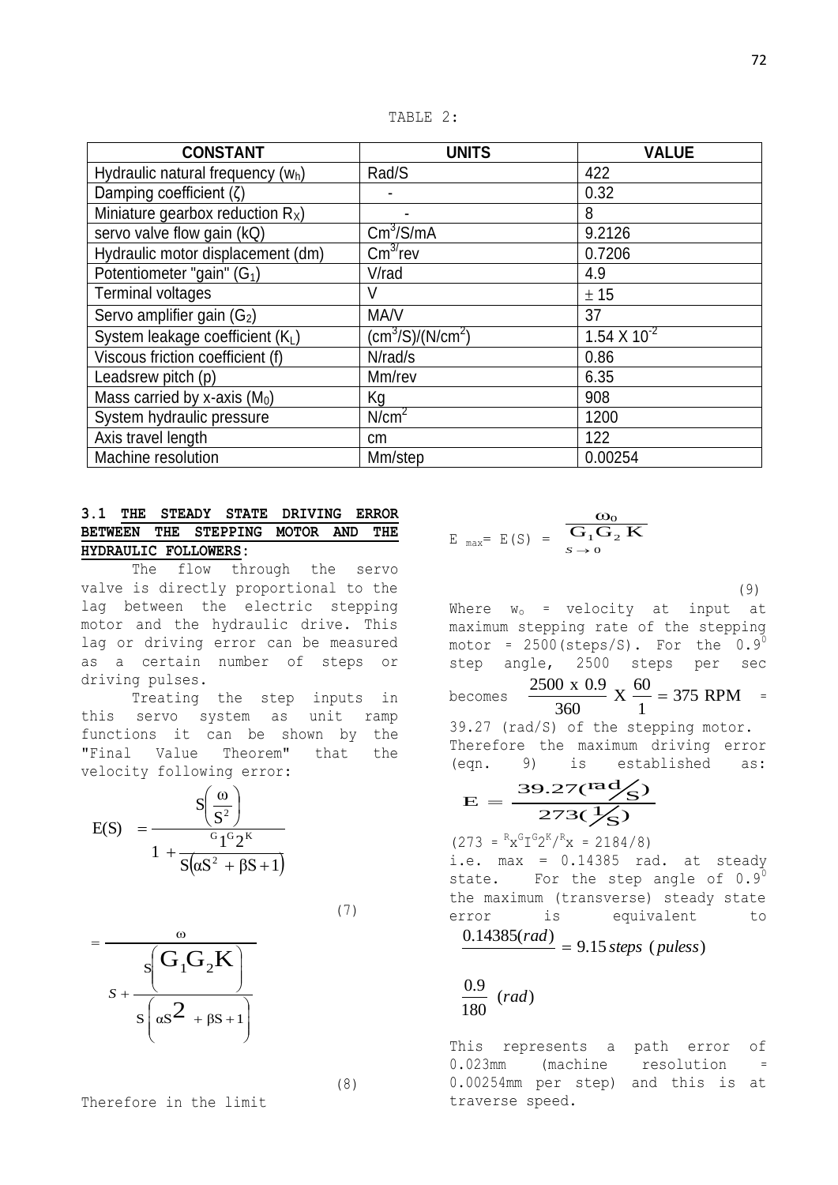TABLE 2:

| CONSTANT | UNITS | VALUE |
|---|---|---|
| Hydraulic natural frequency ($w_h$) | Rad/S | 422 |
| Damping coefficient (ζ) | - | 0.32 |
| Miniature gearbox reduction $R_X$) | - | 8 |
| servo valve flow gain (kQ) | $Cm^3$/S/mA | 9.2126 |
| Hydraulic motor displacement (dm) | $Cm^{3/}$rev | 0.7206 |
| Potentiometer "gain" ($G_1$) | V/rad | 4.9 |
| Terminal voltages | V | ± 15 |
| Servo amplifier gain ($G_2$) | MA/V | 37 |
| System leakage coefficient ($K_L$) | $(cm^3/S)/(N/cm^2)$ | $1.54 \times 10^{-2}$ |
| Viscous friction coefficient (f) | N/rad/s | 0.86 |
| Leadsrew pitch (p) | Mm/rev | 6.35 |
| Mass carried by x-axis ($M_0$) | Kg | 908 |
| System hydraulic pressure | $N/cm^2$ | 1200 |
| Axis travel length | cm | 122 |
| Machine resolution | Mm/step | 0.00254 |

### 3.1 THE STEADY STATE DRIVING ERROR BETWEEN THE STEPPING MOTOR AND THE HYDRAULIC FOLLOWERS:

The flow through the servo valve is directly proportional to the lag between the electric stepping motor and the hydraulic drive. This lag or driving error can be measured as a certain number of steps or driving pulses.

Treating the step inputs in this servo system as unit ramp functions it can be shown by the "Final Value Theorem" that the velocity following error:

$$E(S) = \frac{S\left(\frac{\omega}{S^2}\right)}{1 + \frac{G_1 G_2 K}{S(\alpha S^2 + \beta S + 1)}} \tag{7}$$

$$= \frac{\omega}{S + \frac{S\left(G_1 G_2 K\right)}{S\left(\alpha S^2 + \beta S + 1\right)}} \tag{8}$$

Therefore in the limit

$$E_{max} = E(S) = \left. \frac{\omega_0}{G_1 G_2 K} \right|_{S \to 0} \tag{9}$$

Where $w_o$ = velocity at input at maximum stepping rate of the stepping motor = 2500(steps/S). For the $0.9^0$ step angle, 2500 steps per sec becomes $\frac{2500 \times 0.9}{360} \times \frac{60}{1} = 375$ RPM = 39.27 (rad/S) of the stepping motor.

Therefore the maximum driving error (eqn. 9) is established as:

$$E = \frac{39.27(rad/S)}{273(1/S)}$$

$(273 = {}^{R}x^{G}I^{G}2^{K}/{}^{R}x = 2184/8)$

i.e. max = 0.14385 rad. at steady state. For the step angle of $0.9^0$ the maximum (transverse) steady state error is equivalent to

$$\frac{0.14385(rad)}{\frac{0.9}{180}\ (rad)} = 9.15\, steps\ (puless)$$

This represents a path error of 0.023mm (machine resolution = 0.00254mm per step) and this is at traverse speed.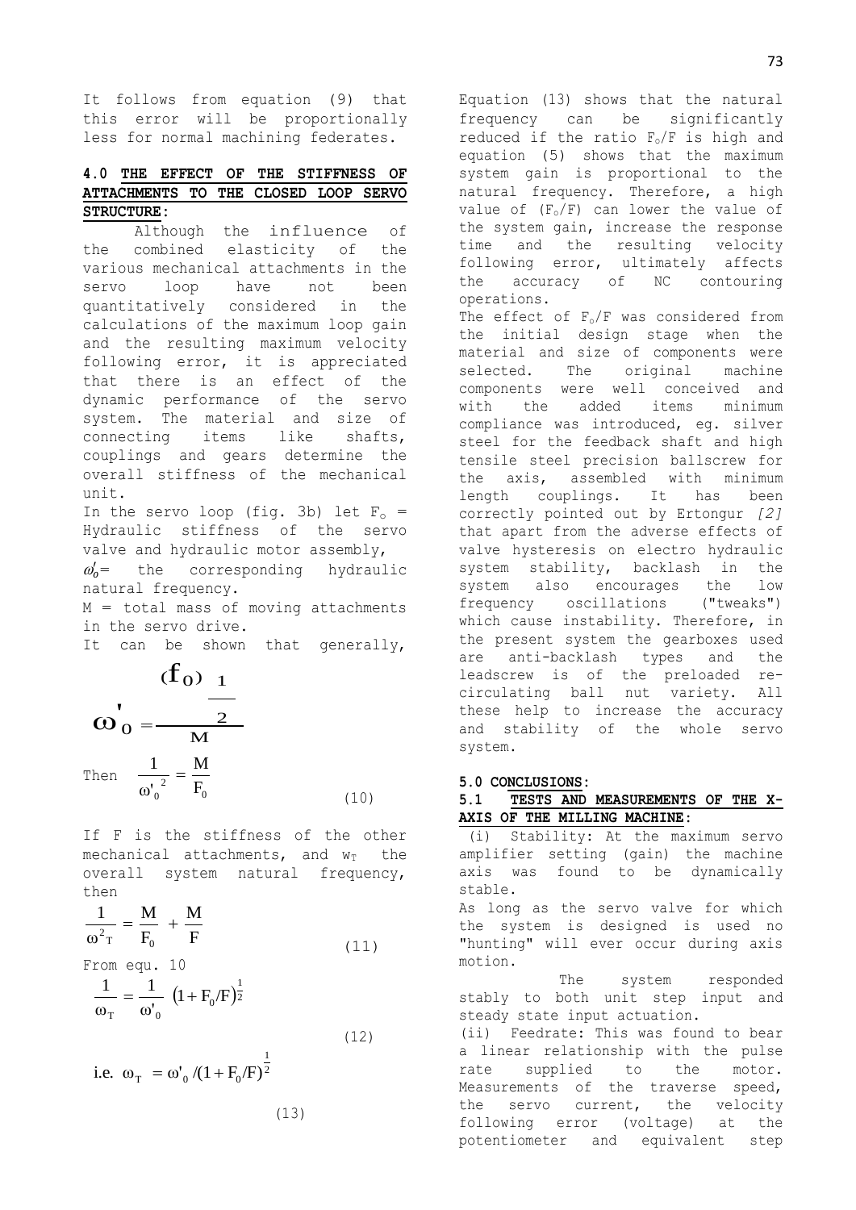It follows from equation (9) that this error will be proportionally less for normal machining federates.

## 4.0 THE EFFECT OF THE STIFFNESS OF ATTACHMENTS TO THE CLOSED LOOP SERVO STRUCTURE:

Although the influence of the combined elasticity of the various mechanical attachments in the servo loop have not been quantitatively considered in the calculations of the maximum loop gain and the resulting maximum velocity following error, it is appreciated that there is an effect of the dynamic performance of the servo system. The material and size of connecting items like shafts, couplings and gears determine the overall stiffness of the mechanical unit.

In the servo loop (fig. 3b) let $F_o$ = Hydraulic stiffness of the servo valve and hydraulic motor assembly,

$\omega'_o$= the corresponding hydraulic natural frequency.

M = total mass of moving attachments in the servo drive.

It can be shown that generally,

$$\omega'_0 = \frac{(f_0)^{\frac{1}{2}}}{M}$$

Then

$$\frac{1}{\omega'^2_0} = \frac{M}{F_0} \tag{10}$$

If F is the stiffness of the other mechanical attachments, and $w_T$ the overall system natural frequency, then

$$\frac{1}{\omega^2_T} = \frac{M}{F_0} + \frac{M}{F} \tag{11}$$

From equ. 10

$$\frac{1}{\omega_T} = \frac{1}{\omega'_0}\left(1 + F_0/F\right)^{\frac{1}{2}} \tag{12}$$

$$\text{i.e. } \omega_T = \omega'_0/(1 + F_0/F)^{\frac{1}{2}} \tag{13}$$

Equation (13) shows that the natural frequency can be significantly reduced if the ratio $F_o/F$ is high and equation (5) shows that the maximum system gain is proportional to the natural frequency. Therefore, a high value of $(F_o/F)$ can lower the value of the system gain, increase the response time and the resulting velocity following error, ultimately affects the accuracy of NC contouring operations.

The effect of $F_o/F$ was considered from the initial design stage when the material and size of components were selected. The original machine components were well conceived and with the added items minimum compliance was introduced, eg. silver steel for the feedback shaft and high tensile steel precision ballscrew for the axis, assembled with minimum length couplings. It has been correctly pointed out by Ertongur *[2]* that apart from the adverse effects of valve hysteresis on electro hydraulic system stability, backlash in the system also encourages the low frequency oscillations ("tweaks") which cause instability. Therefore, in the present system the gearboxes used are anti-backlash types and the leadscrew is of the preloaded re-circulating ball nut variety. All these help to increase the accuracy and stability of the whole servo system.

## 5.0 CONCLUSIONS:

### 5.1 TESTS AND MEASUREMENTS OF THE X-AXIS OF THE MILLING MACHINE:

(i) Stability: At the maximum servo amplifier setting (gain) the machine axis was found to be dynamically stable.

As long as the servo valve for which the system is designed is used no "hunting" will ever occur during axis motion.

The system responded stably to both unit step input and steady state input actuation.

(ii) Feedrate: This was found to bear a linear relationship with the pulse rate supplied to the motor. Measurements of the traverse speed, the servo current, the velocity following error (voltage) at the potentiometer and equivalent step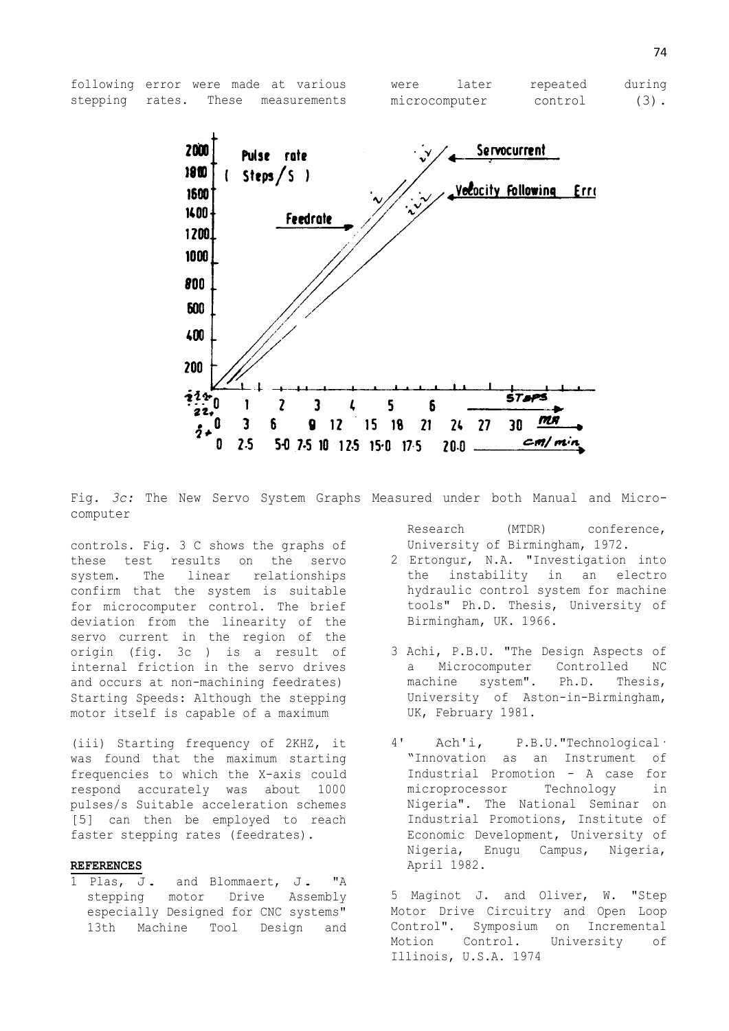following error were made at various stepping rates. These measurements were later repeated during microcomputer control (3).

2000
1800
1600
1400
1200
1000
800
600
400
200

Pulse rate ( Steps/S )

Servocurrent

Velocity Following Err

Feedrate

0 1 2 3 4 5 6 STEPS

0 3 6 9 12 15 18 21 24 27 30 mA

0 2.5 5.0 7.5 10 12.5 15.0 17.5 20.0 cm/min

Fig. *3c:* The New Servo System Graphs Measured under both Manual and Micro-computer controls. Fig. 3 C shows the graphs of these test results on the servo system. The linear relationships confirm that the system is suitable for microcomputer control. The brief deviation from the linearity of the servo current in the region of the origin (fig. 3c ) is a result of internal friction in the servo drives and occurs at non-machining feedrates) Starting Speeds: Although the stepping motor itself is capable of a maximum

(iii) Starting frequency of 2KHZ, it was found that the maximum starting frequencies to which the X-axis could respond accurately was about 1000 pulses/s Suitable acceleration schemes [5] can then be employed to reach faster stepping rates (feedrates).

## REFERENCES

1 Plas, J. and Blommaert, J. "A stepping motor Drive Assembly especially Designed for CNC systems" 13th Machine Tool Design and Research (MTDR) conference, University of Birmingham, 1972.

2 Ertongur, N.A. "Investigation into the instability in an electro hydraulic control system for machine tools" Ph.D. Thesis, University of Birmingham, UK. 1966.

3 Achi, P.B.U. "The Design Aspects of a Microcomputer Controlled NC machine system". Ph.D. Thesis, University of Aston-in-Birmingham, UK, February 1981.

4' Ach'i, P.B.U."Technological· "Innovation as an Instrument of Industrial Promotion - A case for microprocessor Technology in Nigeria". The National Seminar on Industrial Promotions, Institute of Economic Development, University of Nigeria, Enugu Campus, Nigeria, April 1982.

5 Maginot J. and Oliver, W. "Step Motor Drive Circuitry and Open Loop Control". Symposium on Incremental Motion Control. University of Illinois, U.S.A. 1974